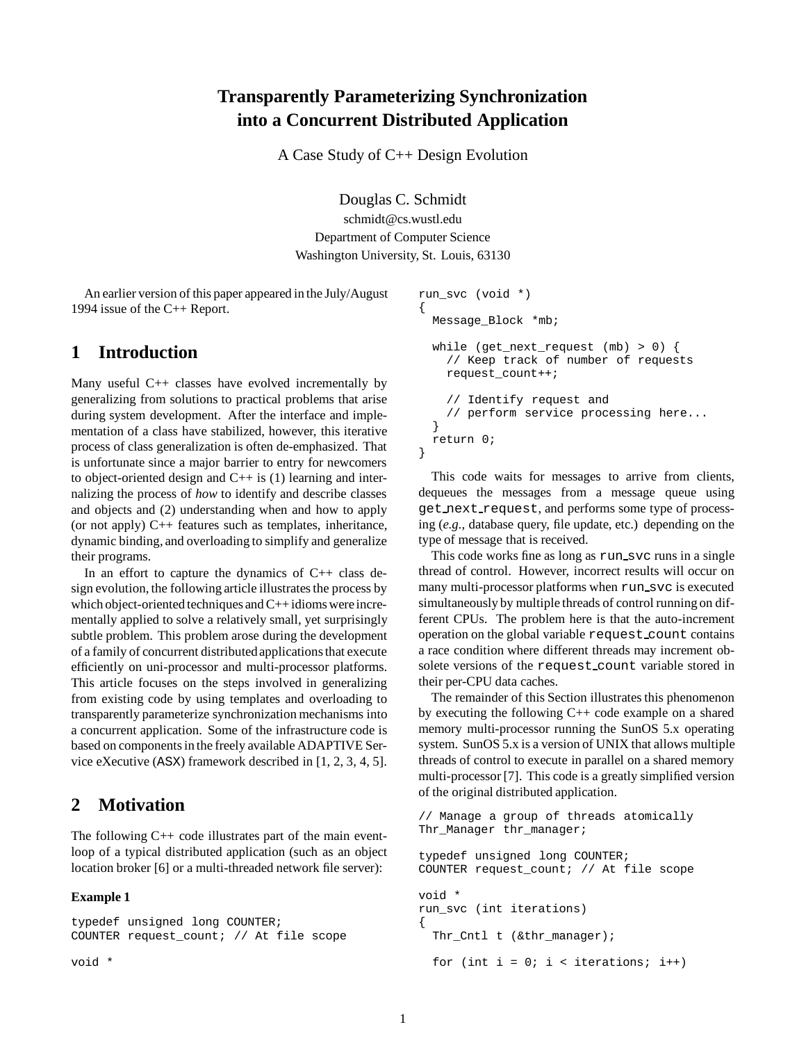# Transparently Parameterizing Synchronization into a Concurrent Distributed Application

A Case Study of C++ Design Evolution

Douglas C. Schmidt
schmidt@cs.wustl.edu
Department of Computer Science
Washington University, St. Louis, 63130

An earlier version of this paper appeared in the July/August 1994 issue of the C++ Report.

## 1 Introduction

Many useful C++ classes have evolved incrementally by generalizing from solutions to practical problems that arise during system development. After the interface and implementation of a class have stabilized, however, this iterative process of class generalization is often de-emphasized. That is unfortunate since a major barrier to entry for newcomers to object-oriented design and C++ is (1) learning and internalizing the process of *how* to identify and describe classes and objects and (2) understanding when and how to apply (or not apply) C++ features such as templates, inheritance, dynamic binding, and overloading to simplify and generalize their programs.

In an effort to capture the dynamics of C++ class design evolution, the following article illustrates the process by which object-oriented techniques and C++ idioms were incrementally applied to solve a relatively small, yet surprisingly subtle problem. This problem arose during the development of a family of concurrent distributed applications that execute efficiently on uni-processor and multi-processor platforms. This article focuses on the steps involved in generalizing from existing code by using templates and overloading to transparently parameterize synchronization mechanisms into a concurrent application. Some of the infrastructure code is based on components in the freely available ADAPTIVE Service eXecutive (ASX) framework described in [1, 2, 3, 4, 5].

## 2 Motivation

The following C++ code illustrates part of the main event-loop of a typical distributed application (such as an object location broker [6] or a multi-threaded network file server):

**Example 1**

```
typedef unsigned long COUNTER;
COUNTER request_count; // At file scope

void *
run_svc (void *)
{
  Message_Block *mb;

  while (get_next_request (mb) > 0) {
    // Keep track of number of requests
    request_count++;

    // Identify request and
    // perform service processing here...
  }
  return 0;
}
```

This code waits for messages to arrive from clients, dequeues the messages from a message queue using `get_next_request`, and performs some type of processing (*e.g.,* database query, file update, etc.) depending on the type of message that is received.

This code works fine as long as `run_svc` runs in a single thread of control. However, incorrect results will occur on many multi-processor platforms when `run_svc` is executed simultaneously by multiple threads of control running on different CPUs. The problem here is that the auto-increment operation on the global variable `request_count` contains a race condition where different threads may increment obsolete versions of the `request_count` variable stored in their per-CPU data caches.

The remainder of this Section illustrates this phenomenon by executing the following C++ code example on a shared memory multi-processor running the SunOS 5.x operating system. SunOS 5.x is a version of UNIX that allows multiple threads of control to execute in parallel on a shared memory multi-processor [7]. This code is a greatly simplified version of the original distributed application.

```
// Manage a group of threads atomically
Thr_Manager thr_manager;

typedef unsigned long COUNTER;
COUNTER request_count; // At file scope

void *
run_svc (int iterations)
{
  Thr_Cntl t (&thr_manager);

  for (int i = 0; i < iterations; i++)
```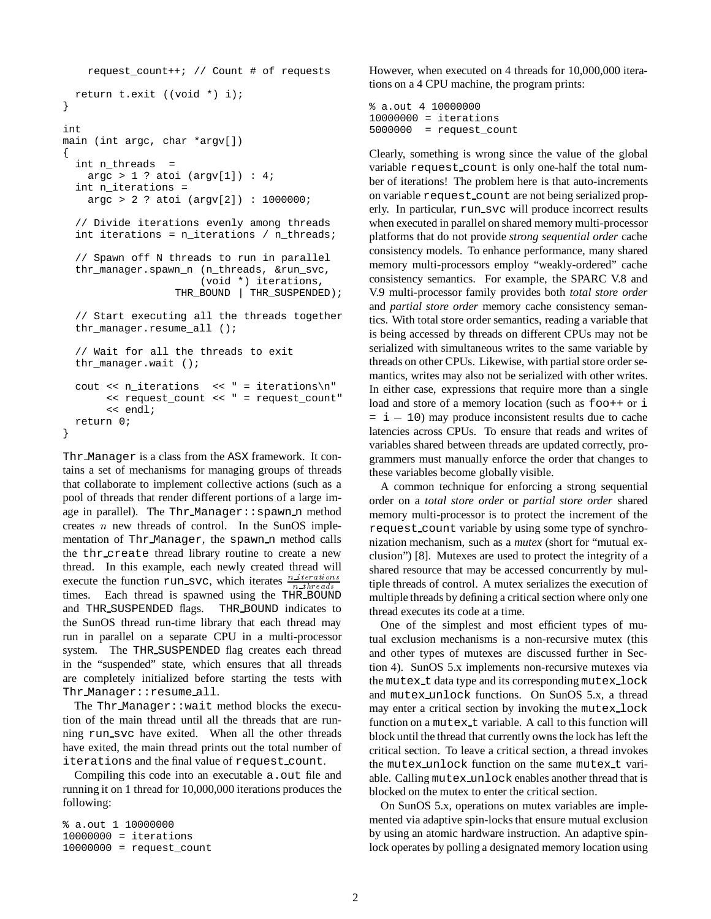```
    request_count++; // Count # of requests

  return t.exit ((void *) i);
}

int
main (int argc, char *argv[])
{
  int n_threads  =
    argc > 1 ? atoi (argv[1]) : 4;
  int n_iterations =
    argc > 2 ? atoi (argv[2]) : 1000000;

  // Divide iterations evenly among threads
  int iterations = n_iterations / n_threads;

  // Spawn off N threads to run in parallel
  thr_manager.spawn_n (n_threads, &run_svc,
                       (void *) iterations,
                  THR_BOUND | THR_SUSPENDED);

  // Start executing all the threads together
  thr_manager.resume_all ();

  // Wait for all the threads to exit
  thr_manager.wait ();

  cout << n_iterations  << " = iterations\n"
       << request_count << " = request_count"
       << endl;
  return 0;
}
```

Thr_Manager is a class from the ASX framework. It contains a set of mechanisms for managing groups of threads that collaborate to implement collective actions (such as a pool of threads that render different portions of a large image in parallel). The Thr_Manager::spawn_n method creates $n$ new threads of control. In the SunOS implementation of Thr_Manager, the spawn_n method calls the thr_create thread library routine to create a new thread. In this example, each newly created thread will execute the function run_svc, which iterates $\frac{n\_iterations}{n\_threads}$ times. Each thread is spawned using the THR_BOUND and THR_SUSPENDED flags. THR_BOUND indicates to the SunOS thread run-time library that each thread may run in parallel on a separate CPU in a multi-processor system. The THR_SUSPENDED flag creates each thread in the "suspended" state, which ensures that all threads are completely initialized before starting the tests with Thr_Manager::resume_all.

The Thr_Manager::wait method blocks the execution of the main thread until all the threads that are running run_svc have exited. When all the other threads have exited, the main thread prints out the total number of iterations and the final value of request_count.

Compiling this code into an executable a.out file and running it on 1 thread for 10,000,000 iterations produces the following:

```
% a.out 1 10000000
10000000 = iterations
10000000 = request_count
```

However, when executed on 4 threads for 10,000,000 iterations on a 4 CPU machine, the program prints:

```
% a.out 4 10000000
10000000 = iterations
5000000  = request_count
```

Clearly, something is wrong since the value of the global variable request_count is only one-half the total number of iterations! The problem here is that auto-increments on variable request_count are not being serialized properly. In particular, run_svc will produce incorrect results when executed in parallel on shared memory multi-processor platforms that do not provide *strong sequential order* cache consistency models. To enhance performance, many shared memory multi-processors employ "weakly-ordered" cache consistency semantics. For example, the SPARC V.8 and V.9 multi-processor family provides both *total store order* and *partial store order* memory cache consistency semantics. With total store order semantics, reading a variable that is being accessed by threads on different CPUs may not be serialized with simultaneous writes to the same variable by threads on other CPUs. Likewise, with partial store order semantics, writes may also not be serialized with other writes. In either case, expressions that require more than a single load and store of a memory location (such as foo++ or i = i – 10) may produce inconsistent results due to cache latencies across CPUs. To ensure that reads and writes of variables shared between threads are updated correctly, programmers must manually enforce the order that changes to these variables become globally visible.

A common technique for enforcing a strong sequential order on a *total store order* or *partial store order* shared memory multi-processor is to protect the increment of the request_count variable by using some type of synchronization mechanism, such as a *mutex* (short for "mutual exclusion") [8]. Mutexes are used to protect the integrity of a shared resource that may be accessed concurrently by multiple threads of control. A mutex serializes the execution of multiple threads by defining a critical section where only one thread executes its code at a time.

One of the simplest and most efficient types of mutual exclusion mechanisms is a non-recursive mutex (this and other types of mutexes are discussed further in Section 4). SunOS 5.x implements non-recursive mutexes via the mutex_t data type and its corresponding mutex_lock and mutex_unlock functions. On SunOS 5.x, a thread may enter a critical section by invoking the mutex_lock function on a mutex_t variable. A call to this function will block until the thread that currently owns the lock has left the critical section. To leave a critical section, a thread invokes the mutex_unlock function on the same mutex_t variable. Calling mutex_unlock enables another thread that is blocked on the mutex to enter the critical section.

On SunOS 5.x, operations on mutex variables are implemented via adaptive spin-locks that ensure mutual exclusion by using an atomic hardware instruction. An adaptive spin-lock operates by polling a designated memory location using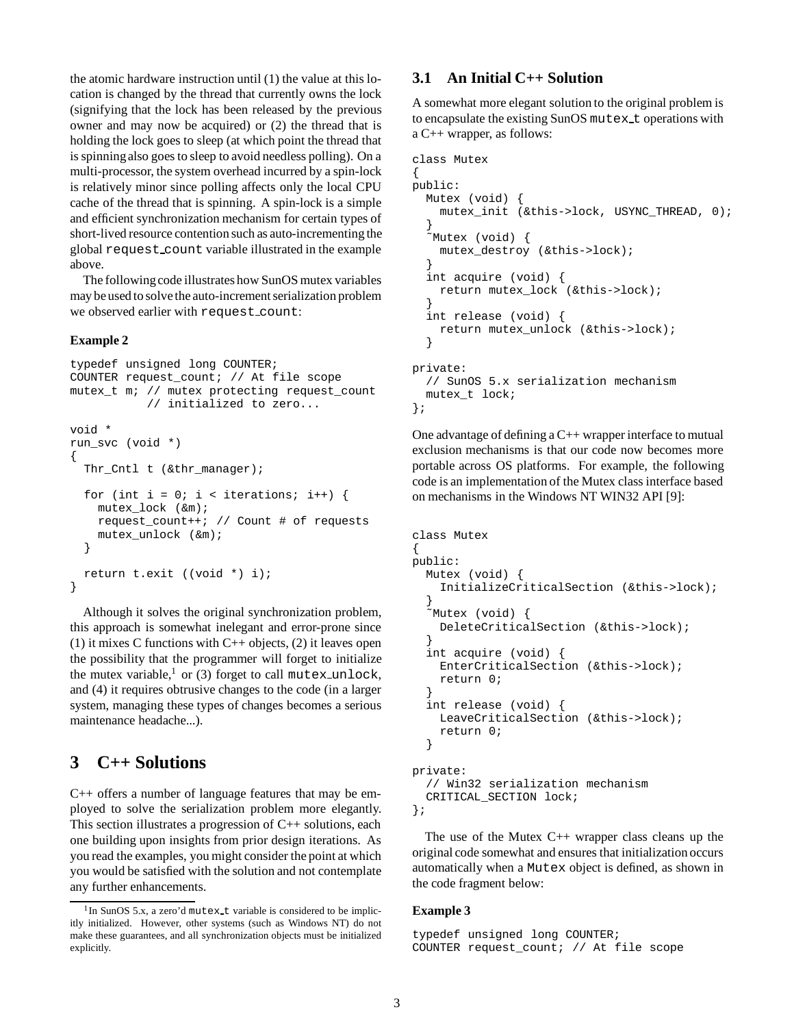the atomic hardware instruction until (1) the value at this location is changed by the thread that currently owns the lock (signifying that the lock has been released by the previous owner and may now be acquired) or (2) the thread that is holding the lock goes to sleep (at which point the thread that is spinning also goes to sleep to avoid needless polling). On a multi-processor, the system overhead incurred by a spin-lock is relatively minor since polling affects only the local CPU cache of the thread that is spinning. A spin-lock is a simple and efficient synchronization mechanism for certain types of short-lived resource contention such as auto-incrementing the global `request_count` variable illustrated in the example above.

The following code illustrates how SunOS mutex variables may be used to solve the auto-increment serialization problem we observed earlier with `request_count`:

**Example 2**

```
typedef unsigned long COUNTER;
COUNTER request_count; // At file scope
mutex_t m; // mutex protecting request_count
           // initialized to zero...

void *
run_svc (void *)
{
  Thr_Cntl t (&thr_manager);

  for (int i = 0; i < iterations; i++) {
    mutex_lock (&m);
    request_count++; // Count # of requests
    mutex_unlock (&m);
  }

  return t.exit ((void *) i);
}
```

Although it solves the original synchronization problem, this approach is somewhat inelegant and error-prone since (1) it mixes C functions with C++ objects, (2) it leaves open the possibility that the programmer will forget to initialize the mutex variable,[1] or (3) forget to call `mutex_unlock`, and (4) it requires obtrusive changes to the code (in a larger system, managing these types of changes becomes a serious maintenance headache...).

# 3 C++ Solutions

C++ offers a number of language features that may be employed to solve the serialization problem more elegantly. This section illustrates a progression of C++ solutions, each one building upon insights from prior design iterations. As you read the examples, you might consider the point at which you would be satisfied with the solution and not contemplate any further enhancements.

[1] In SunOS 5.x, a zero'd `mutex_t` variable is considered to be implicitly initialized. However, other systems (such as Windows NT) do not make these guarantees, and all synchronization objects must be initialized explicitly.

## 3.1 An Initial C++ Solution

A somewhat more elegant solution to the original problem is to encapsulate the existing SunOS `mutex_t` operations with a C++ wrapper, as follows:

```
class Mutex
{
public:
  Mutex (void) {
    mutex_init (&this->lock, USYNC_THREAD, 0);
  }
  ~Mutex (void) {
    mutex_destroy (&this->lock);
  }
  int acquire (void) {
    return mutex_lock (&this->lock);
  }
  int release (void) {
    return mutex_unlock (&this->lock);
  }

private:
  // SunOS 5.x serialization mechanism
  mutex_t lock;
};
```

One advantage of defining a C++ wrapper interface to mutual exclusion mechanisms is that our code now becomes more portable across OS platforms. For example, the following code is an implementation of the Mutex class interface based on mechanisms in the Windows NT WIN32 API [9]:

```
class Mutex
{
public:
  Mutex (void) {
    InitializeCriticalSection (&this->lock);
  }
  ~Mutex (void) {
    DeleteCriticalSection (&this->lock);
  }
  int acquire (void) {
    EnterCriticalSection (&this->lock);
    return 0;
  }
  int release (void) {
    LeaveCriticalSection (&this->lock);
    return 0;
  }

private:
  // Win32 serialization mechanism
  CRITICAL_SECTION lock;
};
```

The use of the Mutex C++ wrapper class cleans up the original code somewhat and ensures that initialization occurs automatically when a `Mutex` object is defined, as shown in the code fragment below:

**Example 3**

```
typedef unsigned long COUNTER;
COUNTER request_count; // At file scope
```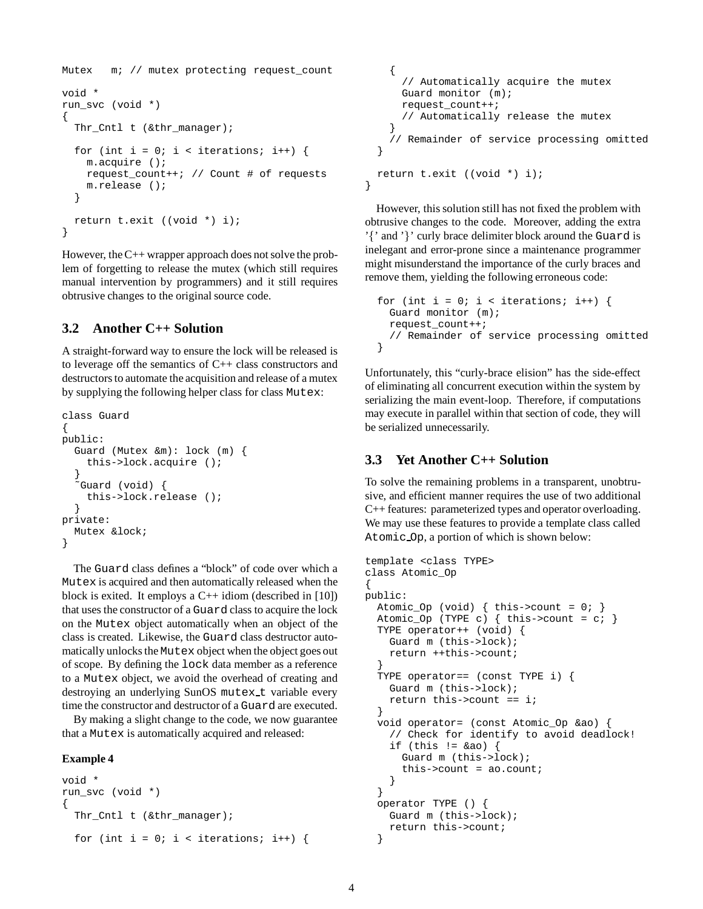```
Mutex   m; // mutex protecting request_count

void *
run_svc (void *)
{
  Thr_Cntl t (&thr_manager);

  for (int i = 0; i < iterations; i++) {
    m.acquire ();
    request_count++; // Count # of requests
    m.release ();
  }

  return t.exit ((void *) i);
}
```

However, the C++ wrapper approach does not solve the problem of forgetting to release the mutex (which still requires manual intervention by programmers) and it still requires obtrusive changes to the original source code.

### 3.2 Another C++ Solution

A straight-forward way to ensure the lock will be released is to leverage off the semantics of C++ class constructors and destructors to automate the acquisition and release of a mutex by supplying the following helper class for class `Mutex`:

```
class Guard
{
public:
  Guard (Mutex &m): lock (m) {
    this->lock.acquire ();
  }
  ~Guard (void) {
    this->lock.release ();
  }
private:
  Mutex &lock;
}
```

The `Guard` class defines a "block" of code over which a `Mutex` is acquired and then automatically released when the block is exited. It employs a C++ idiom (described in [10]) that uses the constructor of a `Guard` class to acquire the lock on the `Mutex` object automatically when an object of the class is created. Likewise, the `Guard` class destructor automatically unlocks the `Mutex` object when the object goes out of scope. By defining the `lock` data member as a reference to a `Mutex` object, we avoid the overhead of creating and destroying an underlying SunOS `mutex_t` variable every time the constructor and destructor of a `Guard` are executed.

By making a slight change to the code, we now guarantee that a `Mutex` is automatically acquired and released:

**Example 4**

```
void *
run_svc (void *)
{
  Thr_Cntl t (&thr_manager);

  for (int i = 0; i < iterations; i++) {
    {
      // Automatically acquire the mutex
      Guard monitor (m);
      request_count++;
      // Automatically release the mutex
    }
    // Remainder of service processing omitted
  }

  return t.exit ((void *) i);
}
```

However, this solution still has not fixed the problem with obtrusive changes to the code. Moreover, adding the extra '{' and '}' curly brace delimiter block around the `Guard` is inelegant and error-prone since a maintenance programmer might misunderstand the importance of the curly braces and remove them, yielding the following erroneous code:

```
  for (int i = 0; i < iterations; i++) {
    Guard monitor (m);
    request_count++;
    // Remainder of service processing omitted
  }
```

Unfortunately, this "curly-brace elision" has the side-effect of eliminating all concurrent execution within the system by serializing the main event-loop. Therefore, if computations may execute in parallel within that section of code, they will be serialized unnecessarily.

### 3.3 Yet Another C++ Solution

To solve the remaining problems in a transparent, unobtrusive, and efficient manner requires the use of two additional C++ features: parameterized types and operator overloading. We may use these features to provide a template class called `Atomic_Op`, a portion of which is shown below:

```
template <class TYPE>
class Atomic_Op
{
public:
  Atomic_Op (void) { this->count = 0; }
  Atomic_Op (TYPE c) { this->count = c; }
  TYPE operator++ (void) {
    Guard m (this->lock);
    return ++this->count;
  }
  TYPE operator== (const TYPE i) {
    Guard m (this->lock);
    return this->count == i;
  }
  void operator= (const Atomic_Op &ao) {
    // Check for identify to avoid deadlock!
    if (this != &ao) {
      Guard m (this->lock);
      this->count = ao.count;
    }
  }
  operator TYPE () {
    Guard m (this->lock);
    return this->count;
  }
```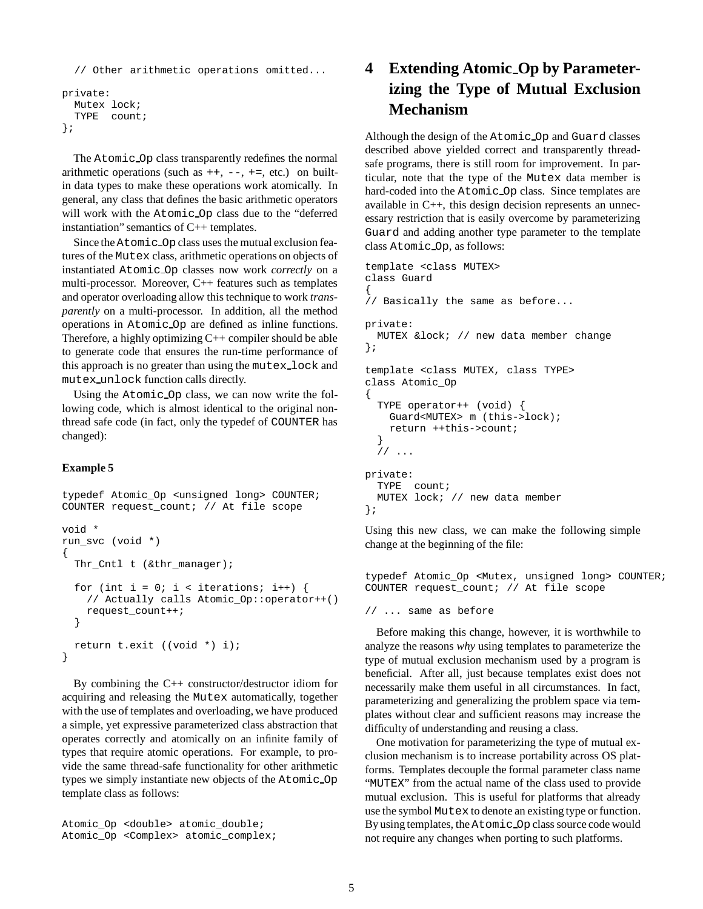```
  // Other arithmetic operations omitted...

private:
  Mutex lock;
  TYPE  count;
};
```

The Atomic_Op class transparently redefines the normal arithmetic operations (such as ++, --, +=, etc.) on built-in data types to make these operations work atomically. In general, any class that defines the basic arithmetic operators will work with the Atomic_Op class due to the "deferred instantiation" semantics of C++ templates.

Since the Atomic_Op class uses the mutual exclusion features of the Mutex class, arithmetic operations on objects of instantiated Atomic_Op classes now work *correctly* on a multi-processor. Moreover, C++ features such as templates and operator overloading allow this technique to work *transparently* on a multi-processor. In addition, all the method operations in Atomic_Op are defined as inline functions. Therefore, a highly optimizing C++ compiler should be able to generate code that ensures the run-time performance of this approach is no greater than using the mutex_lock and mutex_unlock function calls directly.

Using the Atomic_Op class, we can now write the following code, which is almost identical to the original non-thread safe code (in fact, only the typedef of COUNTER has changed):

**Example 5**

```
typedef Atomic_Op <unsigned long> COUNTER;
COUNTER request_count; // At file scope

void *
run_svc (void *)
{
  Thr_Cntl t (&thr_manager);

  for (int i = 0; i < iterations; i++) {
    // Actually calls Atomic_Op::operator++()
    request_count++;
  }

  return t.exit ((void *) i);
}
```

By combining the C++ constructor/destructor idiom for acquiring and releasing the Mutex automatically, together with the use of templates and overloading, we have produced a simple, yet expressive parameterized class abstraction that operates correctly and atomically on an infinite family of types that require atomic operations. For example, to provide the same thread-safe functionality for other arithmetic types we simply instantiate new objects of the Atomic_Op template class as follows:

```
Atomic_Op <double> atomic_double;
Atomic_Op <Complex> atomic_complex;
```

# 4 Extending Atomic_Op by Parameterizing the Type of Mutual Exclusion Mechanism

Although the design of the Atomic_Op and Guard classes described above yielded correct and transparently thread-safe programs, there is still room for improvement. In particular, note that the type of the Mutex data member is hard-coded into the Atomic_Op class. Since templates are available in C++, this design decision represents an unnecessary restriction that is easily overcome by parameterizing Guard and adding another type parameter to the template class Atomic_Op, as follows:

```
template <class MUTEX>
class Guard
{
// Basically the same as before...

private:
  MUTEX &lock; // new data member change
};

template <class MUTEX, class TYPE>
class Atomic_Op
{
  TYPE operator++ (void) {
    Guard<MUTEX> m (this->lock);
    return ++this->count;
  }
  // ...

private:
  TYPE  count;
  MUTEX lock; // new data member
};
```

Using this new class, we can make the following simple change at the beginning of the file:

```
typedef Atomic_Op <Mutex, unsigned long> COUNTER;
COUNTER request_count; // At file scope

// ... same as before
```

Before making this change, however, it is worthwhile to analyze the reasons *why* using templates to parameterize the type of mutual exclusion mechanism used by a program is beneficial. After all, just because templates exist does not necessarily make them useful in all circumstances. In fact, parameterizing and generalizing the problem space via templates without clear and sufficient reasons may increase the difficulty of understanding and reusing a class.

One motivation for parameterizing the type of mutual exclusion mechanism is to increase portability across OS platforms. Templates decouple the formal parameter class name "MUTEX" from the actual name of the class used to provide mutual exclusion. This is useful for platforms that already use the symbol Mutex to denote an existing type or function. By using templates, the Atomic_Op class source code would not require any changes when porting to such platforms.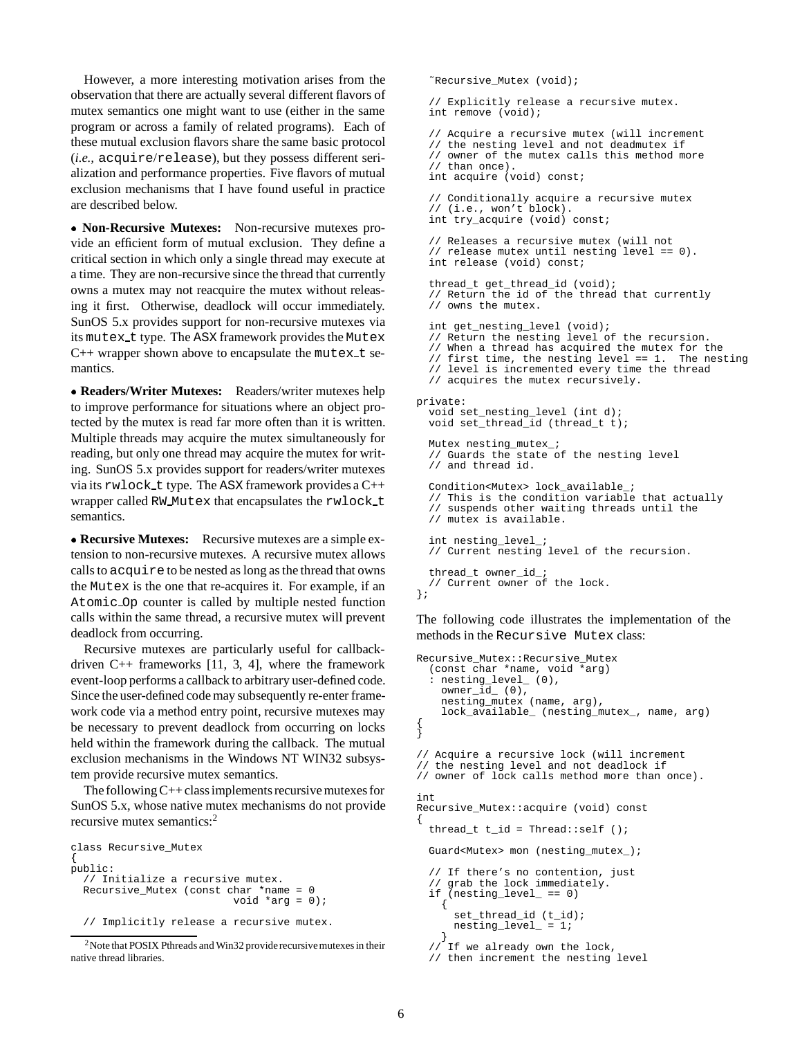However, a more interesting motivation arises from the observation that there are actually several different flavors of mutex semantics one might want to use (either in the same program or across a family of related programs). Each of these mutual exclusion flavors share the same basic protocol (*i.e.*, acquire/release), but they possess different serialization and performance properties. Five flavors of mutual exclusion mechanisms that I have found useful in practice are described below.

- **Non-Recursive Mutexes:** Non-recursive mutexes provide an efficient form of mutual exclusion. They define a critical section in which only a single thread may execute at a time. They are non-recursive since the thread that currently owns a mutex may not reacquire the mutex without releasing it first. Otherwise, deadlock will occur immediately. SunOS 5.x provides support for non-recursive mutexes via its mutex_t type. The ASX framework provides the Mutex C++ wrapper shown above to encapsulate the mutex_t semantics.

- **Readers/Writer Mutexes:** Readers/writer mutexes help to improve performance for situations where an object protected by the mutex is read far more often than it is written. Multiple threads may acquire the mutex simultaneously for reading, but only one thread may acquire the mutex for writing. SunOS 5.x provides support for readers/writer mutexes via its rwlock_t type. The ASX framework provides a C++ wrapper called RW_Mutex that encapsulates the rwlock_t semantics.

- **Recursive Mutexes:** Recursive mutexes are a simple extension to non-recursive mutexes. A recursive mutex allows calls to acquire to be nested as long as the thread that owns the Mutex is the one that re-acquires it. For example, if an Atomic_Op counter is called by multiple nested function calls within the same thread, a recursive mutex will prevent deadlock from occurring.

Recursive mutexes are particularly useful for callback-driven C++ frameworks [11, 3, 4], where the framework event-loop performs a callback to arbitrary user-defined code. Since the user-defined code may subsequently re-enter framework code via a method entry point, recursive mutexes may be necessary to prevent deadlock from occurring on locks held within the framework during the callback. The mutual exclusion mechanisms in the Windows NT WIN32 subsystem provide recursive mutex semantics.

The following C++ class implements recursive mutexes for SunOS 5.x, whose native mutex mechanisms do not provide recursive mutex semantics:[2]

```
class Recursive_Mutex
{
public:
  // Initialize a recursive mutex.
  Recursive_Mutex (const char *name = 0
                   void *arg = 0);

  // Implicitly release a recursive mutex.
  ~Recursive_Mutex (void);

  // Explicitly release a recursive mutex.
  int remove (void);

  // Acquire a recursive mutex (will increment
  // the nesting level and not deadmutex if
  // owner of the mutex calls this method more
  // than once).
  int acquire (void) const;

  // Conditionally acquire a recursive mutex
  // (i.e., won't block).
  int try_acquire (void) const;

  // Releases a recursive mutex (will not
  // release mutex until nesting level == 0).
  int release (void) const;

  thread_t get_thread_id (void);
  // Return the id of the thread that currently
  // owns the mutex.

  int get_nesting_level (void);
  // Return the nesting level of the recursion.
  // When a thread has acquired the mutex for the
  // first time, the nesting level == 1.  The nesting
  // level is incremented every time the thread
  // acquires the mutex recursively.

private:
  void set_nesting_level (int d);
  void set_thread_id (thread_t t);

  Mutex nesting_mutex_;
  // Guards the state of the nesting level
  // and thread id.

  Condition<Mutex> lock_available_;
  // This is the condition variable that actually
  // suspends other waiting threads until the
  // mutex is available.

  int nesting_level_;
  // Current nesting level of the recursion.

  thread_t owner_id_;
  // Current owner of the lock.
};
```

The following code illustrates the implementation of the methods in the Recursive Mutex class:

```
Recursive_Mutex::Recursive_Mutex
  (const char *name, void *arg)
  : nesting_level_ (0),
    owner_id_ (0),
    nesting_mutex (name, arg),
    lock_available_ (nesting_mutex_, name, arg)
{
}

// Acquire a recursive lock (will increment
// the nesting level and not deadlock if
// owner of lock calls method more than once).

int
Recursive_Mutex::acquire (void) const
{
  thread_t t_id = Thread::self ();

  Guard<Mutex> mon (nesting_mutex_);

  // If there's no contention, just
  // grab the lock immediately.
  if (nesting_level_ == 0)
    {
      set_thread_id (t_id);
      nesting_level_ = 1;
    }
  // If we already own the lock,
  // then increment the nesting level
```

[2] Note that POSIX Pthreads and Win32 provide recursive mutexes in their native thread libraries.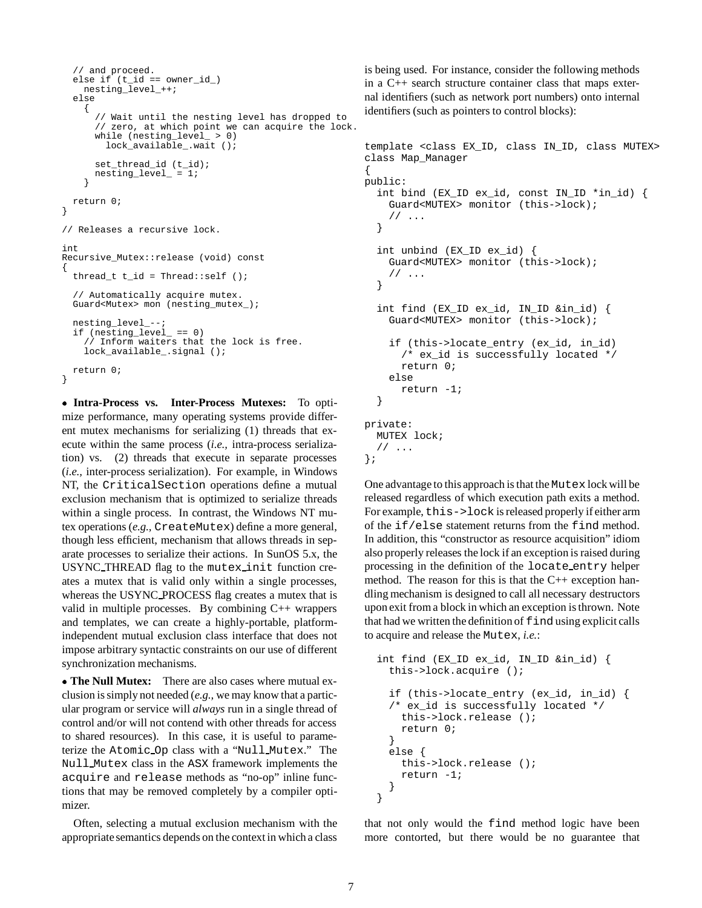```
  // and proceed.
  else if (t_id == owner_id_)
    nesting_level_++;
  else
    {
      // Wait until the nesting level has dropped to
      // zero, at which point we can acquire the lock.
      while (nesting_level_ > 0)
        lock_available_.wait ();

      set_thread_id (t_id);
      nesting_level_ = 1;
    }

  return 0;
}

// Releases a recursive lock.

int
Recursive_Mutex::release (void) const
{
  thread_t t_id = Thread::self ();

  // Automatically acquire mutex.
  Guard<Mutex> mon (nesting_mutex_);

  nesting_level_--;
  if (nesting_level_ == 0)
    // Inform waiters that the lock is free.
    lock_available_.signal ();

  return 0;
}
```

- **Intra-Process vs. Inter-Process Mutexes:** To optimize performance, many operating systems provide different mutex mechanisms for serializing (1) threads that execute within the same process (*i.e.*, intra-process serialization) vs. (2) threads that execute in separate processes (*i.e.*, inter-process serialization). For example, in Windows NT, the `CriticalSection` operations define a mutual exclusion mechanism that is optimized to serialize threads within a single process. In contrast, the Windows NT mutex operations (*e.g.*, `CreateMutex`) define a more general, though less efficient, mechanism that allows threads in separate processes to serialize their actions. In SunOS 5.x, the USYNC_THREAD flag to the `mutex_init` function creates a mutex that is valid only within a single processes, whereas the USYNC_PROCESS flag creates a mutex that is valid in multiple processes. By combining C++ wrappers and templates, we can create a highly-portable, platform-independent mutual exclusion class interface that does not impose arbitrary syntactic constraints on our use of different synchronization mechanisms.

- **The Null Mutex:** There are also cases where mutual exclusion is simply not needed (*e.g.*, we may know that a particular program or service will *always* run in a single thread of control and/or will not contend with other threads for access to shared resources). In this case, it is useful to parameterize the `Atomic_Op` class with a "`Null_Mutex`." The `Null_Mutex` class in the ASX framework implements the `acquire` and `release` methods as "no-op" inline functions that may be removed completely by a compiler optimizer.

Often, selecting a mutual exclusion mechanism with the appropriate semantics depends on the context in which a class is being used. For instance, consider the following methods in a C++ search structure container class that maps external identifiers (such as network port numbers) onto internal identifiers (such as pointers to control blocks):

```
template <class EX_ID, class IN_ID, class MUTEX>
class Map_Manager
{
public:
  int bind (EX_ID ex_id, const IN_ID *in_id) {
    Guard<MUTEX> monitor (this->lock);
    // ...
  }

  int unbind (EX_ID ex_id) {
    Guard<MUTEX> monitor (this->lock);
    // ...
  }

  int find (EX_ID ex_id, IN_ID &in_id) {
    Guard<MUTEX> monitor (this->lock);

    if (this->locate_entry (ex_id, in_id)
      /* ex_id is successfully located */
      return 0;
    else
      return -1;
  }

private:
  MUTEX lock;
  // ...
};
```

One advantage to this approach is that the `Mutex` lock will be released regardless of which execution path exits a method. For example, `this->lock` is released properly if either arm of the `if/else` statement returns from the `find` method. In addition, this "constructor as resource acquisition" idiom also properly releases the lock if an exception is raised during processing in the definition of the `locate_entry` helper method. The reason for this is that the C++ exception handling mechanism is designed to call all necessary destructors upon exit from a block in which an exception is thrown. Note that had we written the definition of `find` using explicit calls to acquire and release the `Mutex`, *i.e.*:

```
  int find (EX_ID ex_id, IN_ID &in_id) {
    this->lock.acquire ();

    if (this->locate_entry (ex_id, in_id) {
    /* ex_id is successfully located */
      this->lock.release ();
      return 0;
    }
    else {
      this->lock.release ();
      return -1;
    }
  }
```

that not only would the `find` method logic have been more contorted, but there would be no guarantee that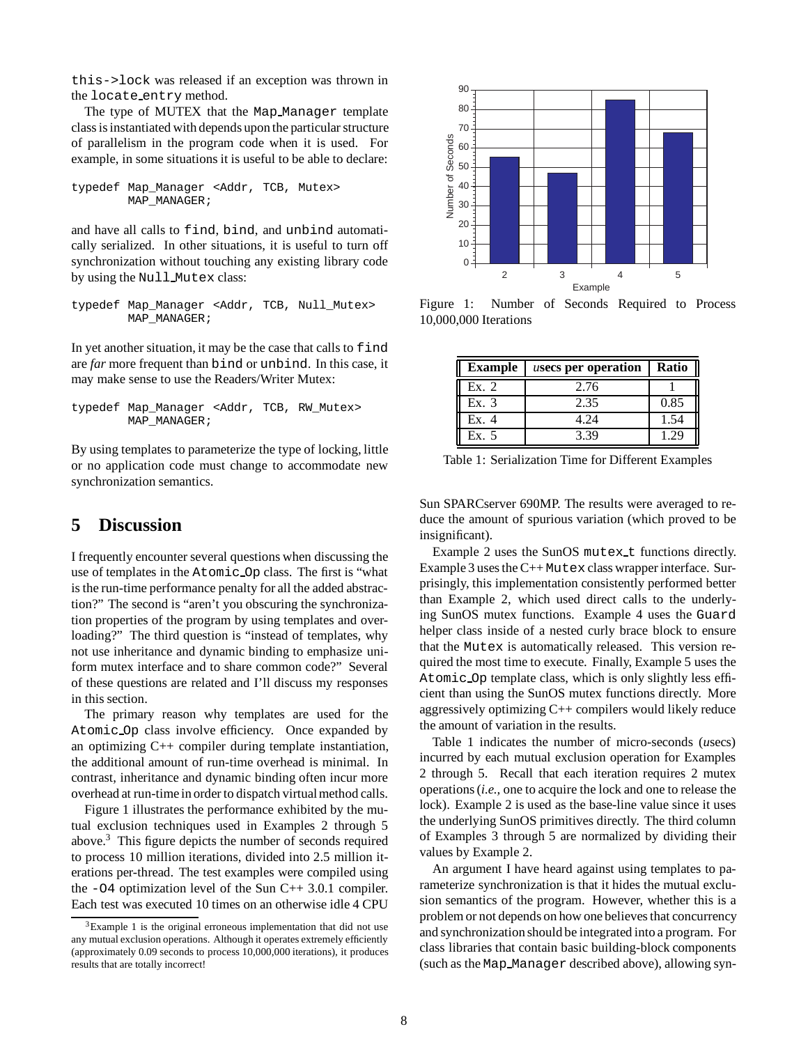this->lock was released if an exception was thrown in the locate_entry method.

The type of MUTEX that the Map_Manager template class is instantiated with depends upon the particular structure of parallelism in the program code when it is used. For example, in some situations it is useful to be able to declare:

```
typedef Map_Manager <Addr, TCB, Mutex>
        MAP_MANAGER;
```

and have all calls to find, bind, and unbind automatically serialized. In other situations, it is useful to turn off synchronization without touching any existing library code by using the Null_Mutex class:

```
typedef Map_Manager <Addr, TCB, Null_Mutex>
        MAP_MANAGER;
```

In yet another situation, it may be the case that calls to find are *far* more frequent than bind or unbind. In this case, it may make sense to use the Readers/Writer Mutex:

```
typedef Map_Manager <Addr, TCB, RW_Mutex>
        MAP_MANAGER;
```

By using templates to parameterize the type of locking, little or no application code must change to accommodate new synchronization semantics.

## 5 Discussion

I frequently encounter several questions when discussing the use of templates in the Atomic_Op class. The first is "what is the run-time performance penalty for all the added abstraction?" The second is "aren't you obscuring the synchronization properties of the program by using templates and overloading?" The third question is "instead of templates, why not use inheritance and dynamic binding to emphasize uniform mutex interface and to share common code?" Several of these questions are related and I'll discuss my responses in this section.

The primary reason why templates are used for the Atomic_Op class involve efficiency. Once expanded by an optimizing C++ compiler during template instantiation, the additional amount of run-time overhead is minimal. In contrast, inheritance and dynamic binding often incur more overhead at run-time in order to dispatch virtual method calls.

Figure 1 illustrates the performance exhibited by the mutual exclusion techniques used in Examples 2 through 5 above.[3] This figure depicts the number of seconds required to process 10 million iterations, divided into 2.5 million iterations per-thread. The test examples were compiled using the -O4 optimization level of the Sun C++ 3.0.1 compiler. Each test was executed 10 times on an otherwise idle 4 CPU Sun SPARCserver 690MP. The results were averaged to reduce the amount of spurious variation (which proved to be insignificant).

Figure 1: Number of Seconds Required to Process 10,000,000 Iterations

| Example | *u*secs per operation | Ratio |
|---|---|---|
| Ex. 2 | 2.76 | 1 |
| Ex. 3 | 2.35 | 0.85 |
| Ex. 4 | 4.24 | 1.54 |
| Ex. 5 | 3.39 | 1.29 |

Table 1: Serialization Time for Different Examples

Example 2 uses the SunOS mutex_t functions directly. Example 3 uses the C++ Mutex class wrapper interface. Surprisingly, this implementation consistently performed better than Example 2, which used direct calls to the underlying SunOS mutex functions. Example 4 uses the Guard helper class inside of a nested curly brace block to ensure that the Mutex is automatically released. This version required the most time to execute. Finally, Example 5 uses the Atomic_Op template class, which is only slightly less efficient than using the SunOS mutex functions directly. More aggressively optimizing C++ compilers would likely reduce the amount of variation in the results.

Table 1 indicates the number of micro-seconds (*u*secs) incurred by each mutual exclusion operation for Examples 2 through 5. Recall that each iteration requires 2 mutex operations (*i.e.,* one to acquire the lock and one to release the lock). Example 2 is used as the base-line value since it uses the underlying SunOS primitives directly. The third column of Examples 3 through 5 are normalized by dividing their values by Example 2.

An argument I have heard against using templates to parameterize synchronization is that it hides the mutual exclusion semantics of the program. However, whether this is a problem or not depends on how one believes that concurrency and synchronization should be integrated into a program. For class libraries that contain basic building-block components (such as the Map_Manager described above), allowing syn-

[3] Example 1 is the original erroneous implementation that did not use any mutual exclusion operations. Although it operates extremely efficiently (approximately 0.09 seconds to process 10,000,000 iterations), it produces results that are totally incorrect!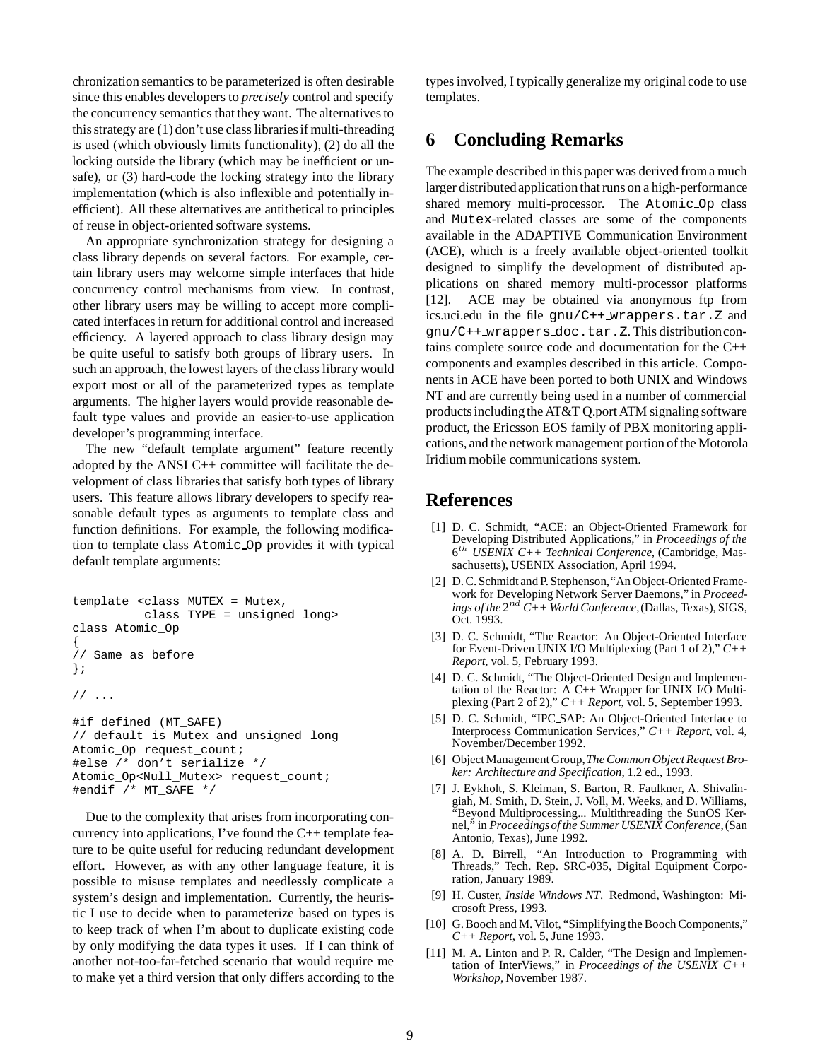chronization semantics to be parameterized is often desirable since this enables developers to *precisely* control and specify the concurrency semantics that they want. The alternatives to this strategy are (1) don't use class libraries if multi-threading is used (which obviously limits functionality), (2) do all the locking outside the library (which may be inefficient or unsafe), or (3) hard-code the locking strategy into the library implementation (which is also inflexible and potentially inefficient). All these alternatives are antithetical to principles of reuse in object-oriented software systems.

An appropriate synchronization strategy for designing a class library depends on several factors. For example, certain library users may welcome simple interfaces that hide concurrency control mechanisms from view. In contrast, other library users may be willing to accept more complicated interfaces in return for additional control and increased efficiency. A layered approach to class library design may be quite useful to satisfy both groups of library users. In such an approach, the lowest layers of the class library would export most or all of the parameterized types as template arguments. The higher layers would provide reasonable default type values and provide an easier-to-use application developer's programming interface.

The new "default template argument" feature recently adopted by the ANSI C++ committee will facilitate the development of class libraries that satisfy both types of library users. This feature allows library developers to specify reasonable default types as arguments to template class and function definitions. For example, the following modification to template class `Atomic_Op` provides it with typical default template arguments:

```
template <class MUTEX = Mutex,
          class TYPE = unsigned long>
class Atomic_Op
{
// Same as before
};

// ...

#if defined (MT_SAFE)
// default is Mutex and unsigned long
Atomic_Op request_count;
#else /* don't serialize */
Atomic_Op<Null_Mutex> request_count;
#endif /* MT_SAFE */
```

Due to the complexity that arises from incorporating concurrency into applications, I've found the C++ template feature to be quite useful for reducing redundant development effort. However, as with any other language feature, it is possible to misuse templates and needlessly complicate a system's design and implementation. Currently, the heuristic I use to decide when to parameterize based on types is to keep track of when I'm about to duplicate existing code by only modifying the data types it uses. If I can think of another not-too-far-fetched scenario that would require me to make yet a third version that only differs according to the types involved, I typically generalize my original code to use templates.

## 6 Concluding Remarks

The example described in this paper was derived from a much larger distributed application that runs on a high-performance shared memory multi-processor. The `Atomic_Op` class and `Mutex`-related classes are some of the components available in the ADAPTIVE Communication Environment (ACE), which is a freely available object-oriented toolkit designed to simplify the development of distributed applications on shared memory multi-processor platforms [12]. ACE may be obtained via anonymous ftp from ics.uci.edu in the file `gnu/C++_wrappers.tar.Z` and `gnu/C++_wrappers_doc.tar.Z`. This distribution contains complete source code and documentation for the C++ components and examples described in this article. Components in ACE have been ported to both UNIX and Windows NT and are currently being used in a number of commercial products including the AT&T Q.port ATM signaling software product, the Ericsson EOS family of PBX monitoring applications, and the network management portion of the Motorola Iridium mobile communications system.

## References

[1] D. C. Schmidt, "ACE: an Object-Oriented Framework for Developing Distributed Applications," in *Proceedings of the $6^{th}$ USENIX C++ Technical Conference*, (Cambridge, Massachusetts), USENIX Association, April 1994.

[2] D. C. Schmidt and P. Stephenson, "An Object-Oriented Framework for Developing Network Server Daemons," in *Proceedings of the $2^{nd}$ C++ World Conference*, (Dallas, Texas), SIGS, Oct. 1993.

[3] D. C. Schmidt, "The Reactor: An Object-Oriented Interface for Event-Driven UNIX I/O Multiplexing (Part 1 of 2)," *C++ Report*, vol. 5, February 1993.

[4] D. C. Schmidt, "The Object-Oriented Design and Implementation of the Reactor: A C++ Wrapper for UNIX I/O Multiplexing (Part 2 of 2)," *C++ Report*, vol. 5, September 1993.

[5] D. C. Schmidt, "IPC_SAP: An Object-Oriented Interface to Interprocess Communication Services," *C++ Report*, vol. 4, November/December 1992.

[6] Object Management Group, *The Common Object Request Broker: Architecture and Specification*, 1.2 ed., 1993.

[7] J. Eykholt, S. Kleiman, S. Barton, R. Faulkner, A. Shivalingiah, M. Smith, D. Stein, J. Voll, M. Weeks, and D. Williams, "Beyond Multiprocessing... Multithreading the SunOS Kernel," in *Proceedings of the Summer USENIX Conference*, (San Antonio, Texas), June 1992.

[8] A. D. Birrell, "An Introduction to Programming with Threads," Tech. Rep. SRC-035, Digital Equipment Corporation, January 1989.

[9] H. Custer, *Inside Windows NT*. Redmond, Washington: Microsoft Press, 1993.

[10] G. Booch and M. Vilot, "Simplifying the Booch Components," *C++ Report*, vol. 5, June 1993.

[11] M. A. Linton and P. R. Calder, "The Design and Implementation of InterViews," in *Proceedings of the USENIX C++ Workshop*, November 1987.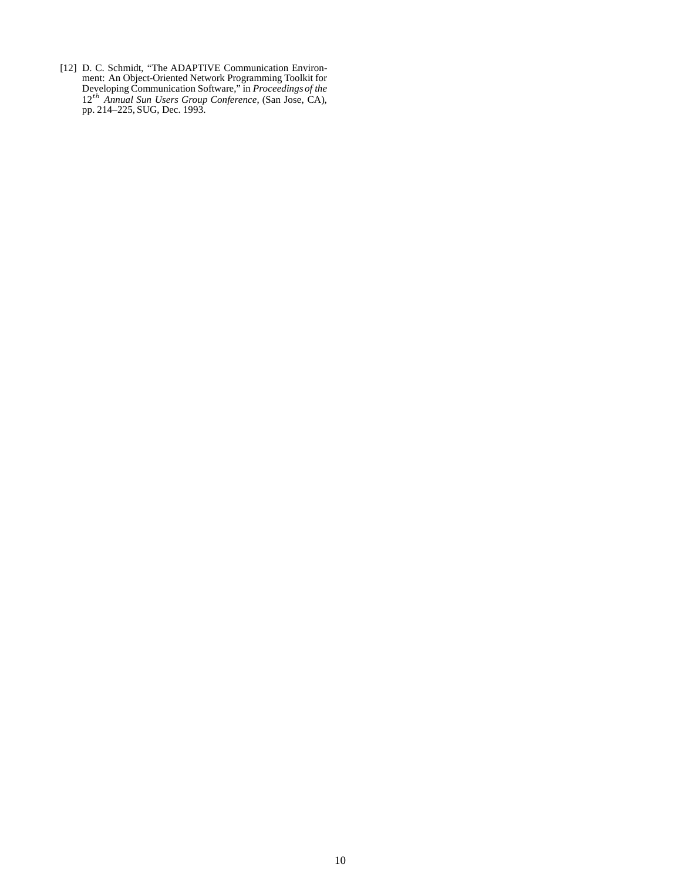[12] D. C. Schmidt, "The ADAPTIVE Communication Environment: An Object-Oriented Network Programming Toolkit for Developing Communication Software," in *Proceedings of the* $12^{th}$ *Annual Sun Users Group Conference*, (San Jose, CA), pp. 214–225, SUG, Dec. 1993.